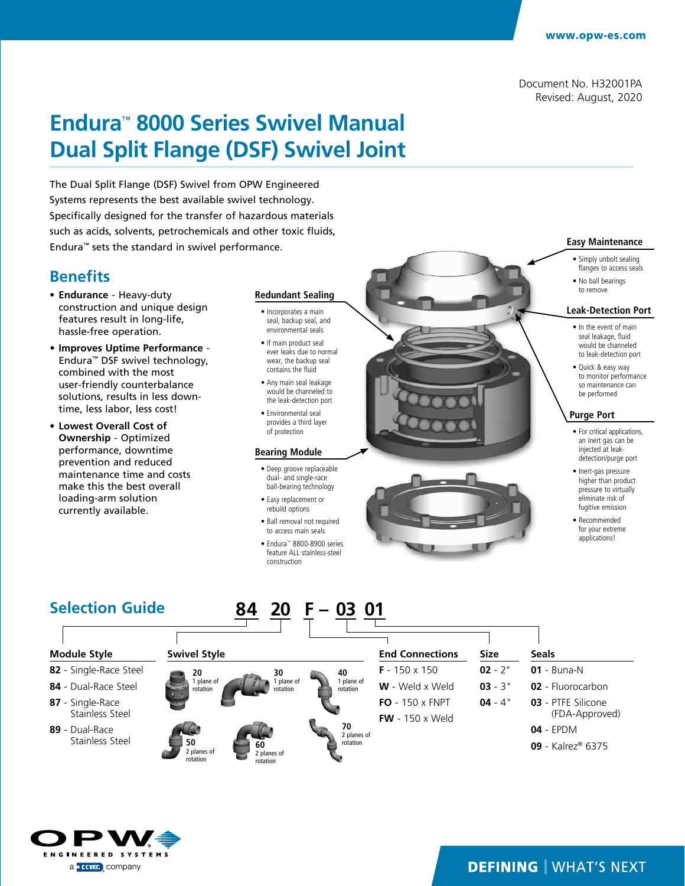Document No. H32001PA
Revised: August, 2020

# Endura™ 8000 Series Swivel Manual
# Dual Split Flange (DSF) Swivel Joint

The Dual Split Flange (DSF) Swivel from OPW Engineered Systems represents the best available swivel technology. Specifically designed for the transfer of hazardous materials such as acids, solvents, petrochemicals and other toxic fluids, Endura™ sets the standard in swivel performance.

## Benefits

- **Endurance** - Heavy-duty construction and unique design features result in long-life, hassle-free operation.
- **Improves Uptime Performance** - Endura™ DSF swivel technology, combined with the most user-friendly counterbalance solutions, results in less down-time, less labor, less cost!
- **Lowest Overall Cost of Ownership** - Optimized performance, downtime prevention and reduced maintenance time and costs make this the best overall loading-arm solution currently available.

### Redundant Sealing

- Incorporates a main seal, backup seal, and environmental seals
- If main product seal ever leaks due to normal wear, the backup seal contains the fluid
- Any main seal leakage would be channeled to the leak-detection port
- Environmental seal provides a third layer of protection

### Bearing Module

- Deep groove replaceable dual- and single-race ball-bearing technology
- Easy replacement or rebuild options
- Ball removal not required to access main seals
- Endura™ 8800-8900 series feature ALL stainless-steel construction

### Easy Maintenance

- Simply unbolt sealing flanges to access seals
- No ball bearings to remove

### Leak-Detection Port

- In the event of main seal leakage, fluid would be channeled to leak-detection port
- Quick & easy way to monitor performance so maintenance can be performed

### Purge Port

- For critical applications, an inert gas can be injected at leak-detection/purge port
- Inert-gas pressure higher than product pressure to virtually eliminate risk of fugitive emission
- Recommended for your extreme applications!

## Selection Guide

**84 20 F – 03 01**

| Module Style | Swivel Style | End Connections | Size | Seals |
|---|---|---|---|---|
| **82** - Single-Race Steel | **20** - 1 plane of rotation | **F** - 150 x 150 | **02** - 2" | **01** - Buna-N |
| **84** - Dual-Race Steel | **30** - 1 plane of rotation | **W** - Weld x Weld | **03** - 3" | **02** - Fluorocarbon |
| **87** - Single-Race Stainless Steel | **40** - 1 plane of rotation | **FO** - 150 x FNPT | **04** - 4" | **03** - PTFE Silicone (FDA-Approved) |
| **89** - Dual-Race Stainless Steel | **50** - 2 planes of rotation | **FW** - 150 x Weld | | **04** - EPDM |
| | **60** - 2 planes of rotation | | | **09** - Kalrez® 6375 |
| | **70** - 2 planes of rotation | | | |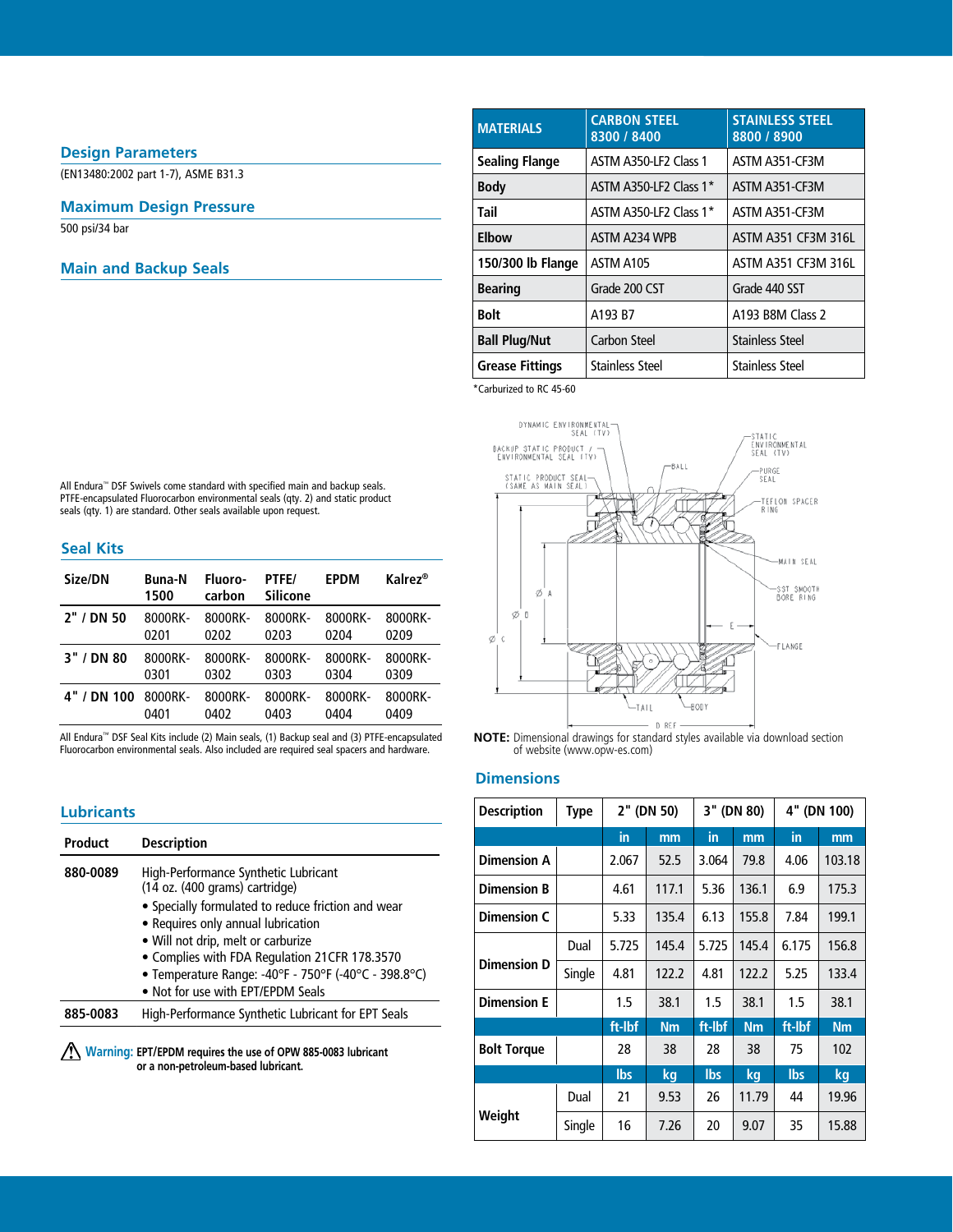## Design Parameters

(EN13480:2002 part 1-7), ASME B31.3

## Maximum Design Pressure

500 psi/34 bar

## Main and Backup Seals

All Endura™ DSF Swivels come standard with specified main and backup seals. PTFE-encapsulated Fluorocarbon environmental seals (qty. 2) and static product seals (qty. 1) are standard. Other seals available upon request.

## Seal Kits

| Size/DN | Buna-N 1500 | Fluoro-carbon | PTFE/ Silicone | EPDM | Kalrez® |
|---|---|---|---|---|---|
| 2" / DN 50 | 8000RK-0201 | 8000RK-0202 | 8000RK-0203 | 8000RK-0204 | 8000RK-0209 |
| 3" / DN 80 | 8000RK-0301 | 8000RK-0302 | 8000RK-0303 | 8000RK-0304 | 8000RK-0309 |
| 4" / DN 100 | 8000RK-0401 | 8000RK-0402 | 8000RK-0403 | 8000RK-0404 | 8000RK-0409 |

All Endura™ DSF Seal Kits include (2) Main seals, (1) Backup seal and (3) PTFE-encapsulated Fluorocarbon environmental seals. Also included are required seal spacers and hardware.

## Lubricants

| Product | Description |
|---|---|
| 880-0089 | High-Performance Synthetic Lubricant (14 oz. (400 grams) cartridge)<br>• Specially formulated to reduce friction and wear<br>• Requires only annual lubrication<br>• Will not drip, melt or carburize<br>• Complies with FDA Regulation 21CFR 178.3570<br>• Temperature Range: -40°F - 750°F (-40°C - 398.8°C)<br>• Not for use with EPT/EPDM Seals |
| 885-0083 | High-Performance Synthetic Lubricant for EPT Seals |

⚠ **Warning: EPT/EPDM requires the use of OPW 885-0083 lubricant or a non-petroleum-based lubricant.**

| MATERIALS | CARBON STEEL 8300 / 8400 | STAINLESS STEEL 8800 / 8900 |
|---|---|---|
| Sealing Flange | ASTM A350-LF2 Class 1 | ASTM A351-CF3M |
| Body | ASTM A350-LF2 Class 1* | ASTM A351-CF3M |
| Tail | ASTM A350-LF2 Class 1* | ASTM A351-CF3M |
| Elbow | ASTM A234 WPB | ASTM A351 CF3M 316L |
| 150/300 lb Flange | ASTM A105 | ASTM A351 CF3M 316L |
| Bearing | Grade 200 CST | Grade 440 SST |
| Bolt | A193 B7 | A193 B8M Class 2 |
| Ball Plug/Nut | Carbon Steel | Stainless Steel |
| Grease Fittings | Stainless Steel | Stainless Steel |

*Carburized to RC 45-60

DYNAMIC ENVIRONMENTAL SEAL (TV) — BACKUP STATIC PRODUCT / ENVIRONMENTAL SEAL (TV) — STATIC PRODUCT SEAL (SAME AS MAIN SEAL) — BALL — STATIC ENVIRONMENTAL SEAL (TV) — PURGE SEAL — TEFLON SPACER RING — MAIN SEAL — SST SMOOTH BORE RING — FLANGE — TAIL — BODY — Ø A — Ø B — Ø C — E — D REF

**NOTE:** Dimensional drawings for standard styles available via download section of website (www.opw-es.com)

## Dimensions

| Description | Type | 2" (DN 50) | | 3" (DN 80) | | 4" (DN 100) | |
|---|---|---|---|---|---|---|---|
| | | in | mm | in | mm | in | mm |
| Dimension A | | 2.067 | 52.5 | 3.064 | 79.8 | 4.06 | 103.18 |
| Dimension B | | 4.61 | 117.1 | 5.36 | 136.1 | 6.9 | 175.3 |
| Dimension C | | 5.33 | 135.4 | 6.13 | 155.8 | 7.84 | 199.1 |
| Dimension D | Dual | 5.725 | 145.4 | 5.725 | 145.4 | 6.175 | 156.8 |
| | Single | 4.81 | 122.2 | 4.81 | 122.2 | 5.25 | 133.4 |
| Dimension E | | 1.5 | 38.1 | 1.5 | 38.1 | 1.5 | 38.1 |
| | | ft-lbf | Nm | ft-lbf | Nm | ft-lbf | Nm |
| Bolt Torque | | 28 | 38 | 28 | 38 | 75 | 102 |
| | | lbs | kg | lbs | kg | lbs | kg |
| Weight | Dual | 21 | 9.53 | 26 | 11.79 | 44 | 19.96 |
| | Single | 16 | 7.26 | 20 | 9.07 | 35 | 15.88 |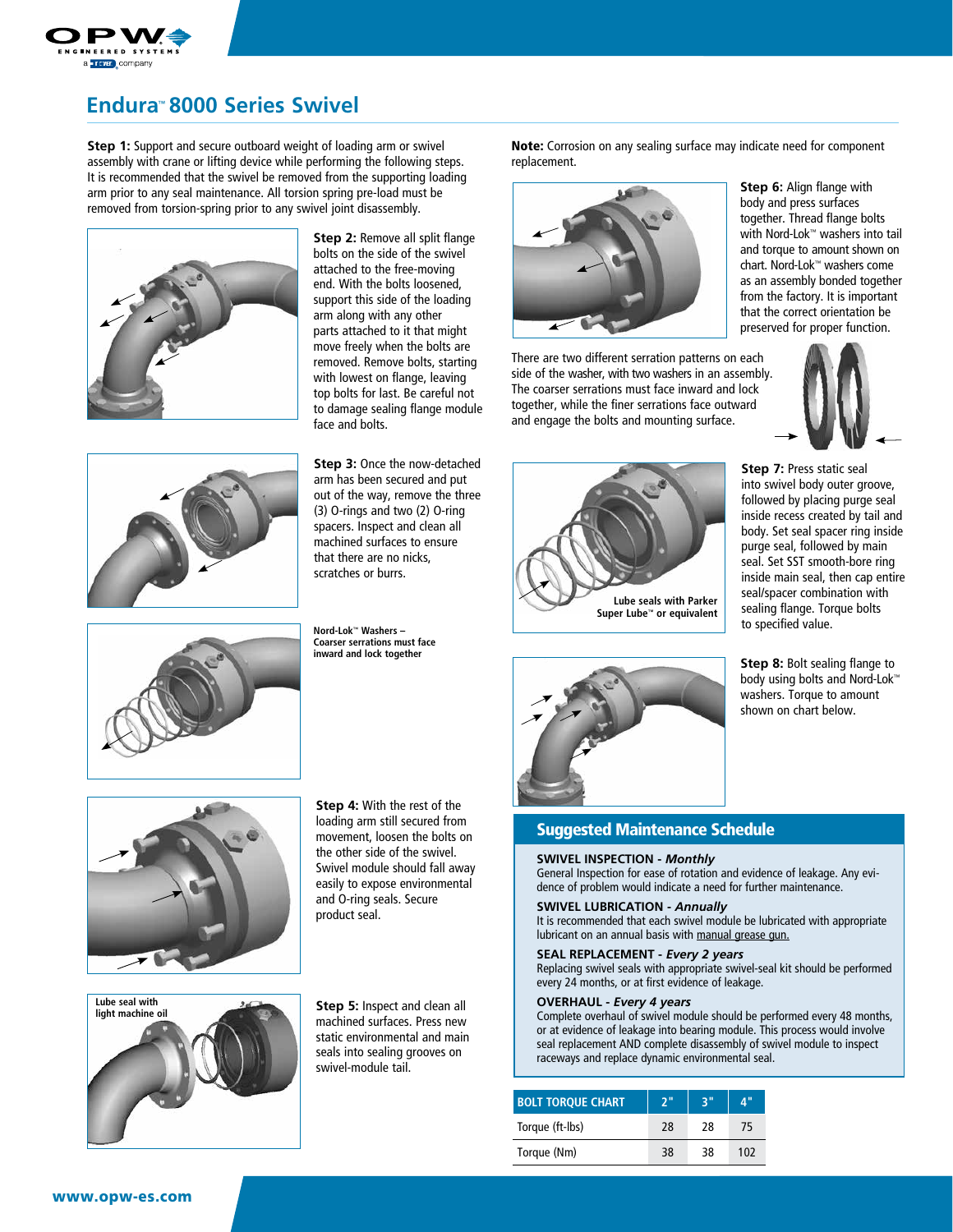# Endura™ 8000 Series Swivel

**Step 1:** Support and secure outboard weight of loading arm or swivel assembly with crane or lifting device while performing the following steps. It is recommended that the swivel be removed from the supporting loading arm prior to any seal maintenance. All torsion spring pre-load must be removed from torsion-spring prior to any swivel joint disassembly.

**Step 2:** Remove all split flange bolts on the side of the swivel attached to the free-moving end. With the bolts loosened, support this side of the loading arm along with any other parts attached to it that might move freely when the bolts are removed. Remove bolts, starting with lowest on flange, leaving top bolts for last. Be careful not to damage sealing flange module face and bolts.

**Step 3:** Once the now-detached arm has been secured and put out of the way, remove the three (3) O-rings and two (2) O-ring spacers. Inspect and clean all machined surfaces to ensure that there are no nicks, scratches or burrs.

**Nord-Lok™ Washers – Coarser serrations must face inward and lock together**

**Step 4:** With the rest of the loading arm still secured from movement, loosen the bolts on the other side of the swivel. Swivel module should fall away easily to expose environmental and O-ring seals. Secure product seal.

Lube seal with light machine oil

**Step 5:** Inspect and clean all machined surfaces. Press new static environmental and main seals into sealing grooves on swivel-module tail.

**Note:** Corrosion on any sealing surface may indicate need for component replacement.

**Step 6:** Align flange with body and press surfaces together. Thread flange bolts with Nord-Lok™ washers into tail and torque to amount shown on chart. Nord-Lok™ washers come as an assembly bonded together from the factory. It is important that the correct orientation be preserved for proper function.

There are two different serration patterns on each side of the washer, with two washers in an assembly. The coarser serrations must face inward and lock together, while the finer serrations face outward and engage the bolts and mounting surface.

Lube seals with Parker Super Lube™ or equivalent

**Step 7:** Press static seal into swivel body outer groove, followed by placing purge seal inside recess created by tail and body. Set seal spacer ring inside purge seal, followed by main seal. Set SST smooth-bore ring inside main seal, then cap entire seal/spacer combination with sealing flange. Torque bolts to specified value.

**Step 8:** Bolt sealing flange to body using bolts and Nord-Lok™ washers. Torque to amount shown on chart below.

## Suggested Maintenance Schedule

**SWIVEL INSPECTION -** ***Monthly***
General Inspection for ease of rotation and evidence of leakage. Any evidence of problem would indicate a need for further maintenance.

**SWIVEL LUBRICATION -** ***Annually***
It is recommended that each swivel module be lubricated with appropriate lubricant on an annual basis with manual grease gun.

**SEAL REPLACEMENT -** ***Every 2 years***
Replacing swivel seals with appropriate swivel-seal kit should be performed every 24 months, or at first evidence of leakage.

**OVERHAUL -** ***Every 4 years***
Complete overhaul of swivel module should be performed every 48 months, or at evidence of leakage into bearing module. This process would involve seal replacement AND complete disassembly of swivel module to inspect raceways and replace dynamic environmental seal.

| BOLT TORQUE CHART | 2" | 3" | 4" |
|---|---|---|---|
| Torque (ft-lbs) | 28 | 28 | 75 |
| Torque (Nm) | 38 | 38 | 102 |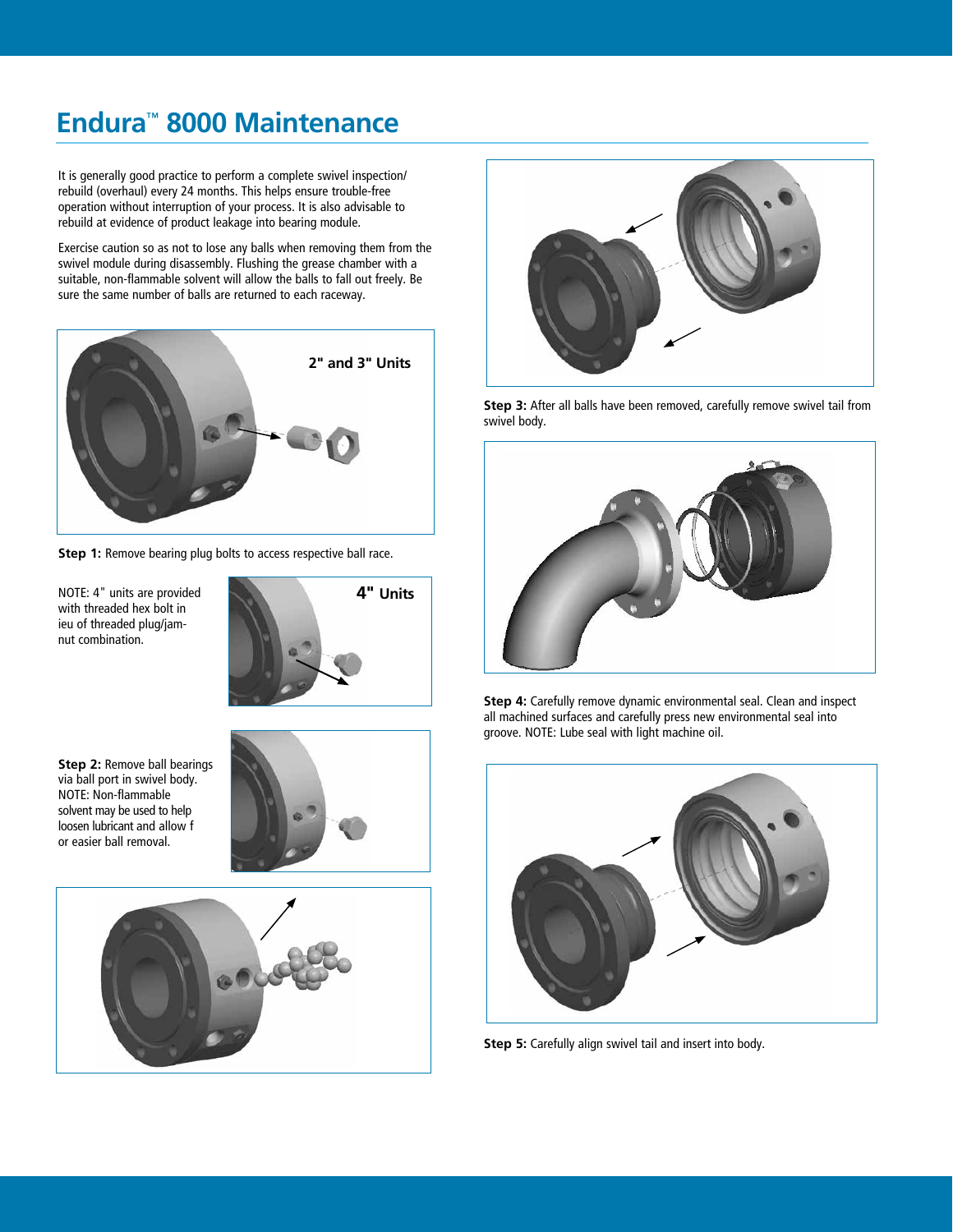# Endura™ 8000 Maintenance

It is generally good practice to perform a complete swivel inspection/ rebuild (overhaul) every 24 months. This helps ensure trouble-free operation without interruption of your process. It is also advisable to rebuild at evidence of product leakage into bearing module.

Exercise caution so as not to lose any balls when removing them from the swivel module during disassembly. Flushing the grease chamber with a suitable, non-flammable solvent will allow the balls to fall out freely. Be sure the same number of balls are returned to each raceway.

2" and 3" Units

**Step 1:** Remove bearing plug bolts to access respective ball race.

NOTE: 4" units are provided with threaded hex bolt in ieu of threaded plug/jam-nut combination.

4" Units

**Step 2:** Remove ball bearings via ball port in swivel body. NOTE: Non-flammable solvent may be used to help loosen lubricant and allow f or easier ball removal.

**Step 3:** After all balls have been removed, carefully remove swivel tail from swivel body.

**Step 4:** Carefully remove dynamic environmental seal. Clean and inspect all machined surfaces and carefully press new environmental seal into groove. NOTE: Lube seal with light machine oil.

**Step 5:** Carefully align swivel tail and insert into body.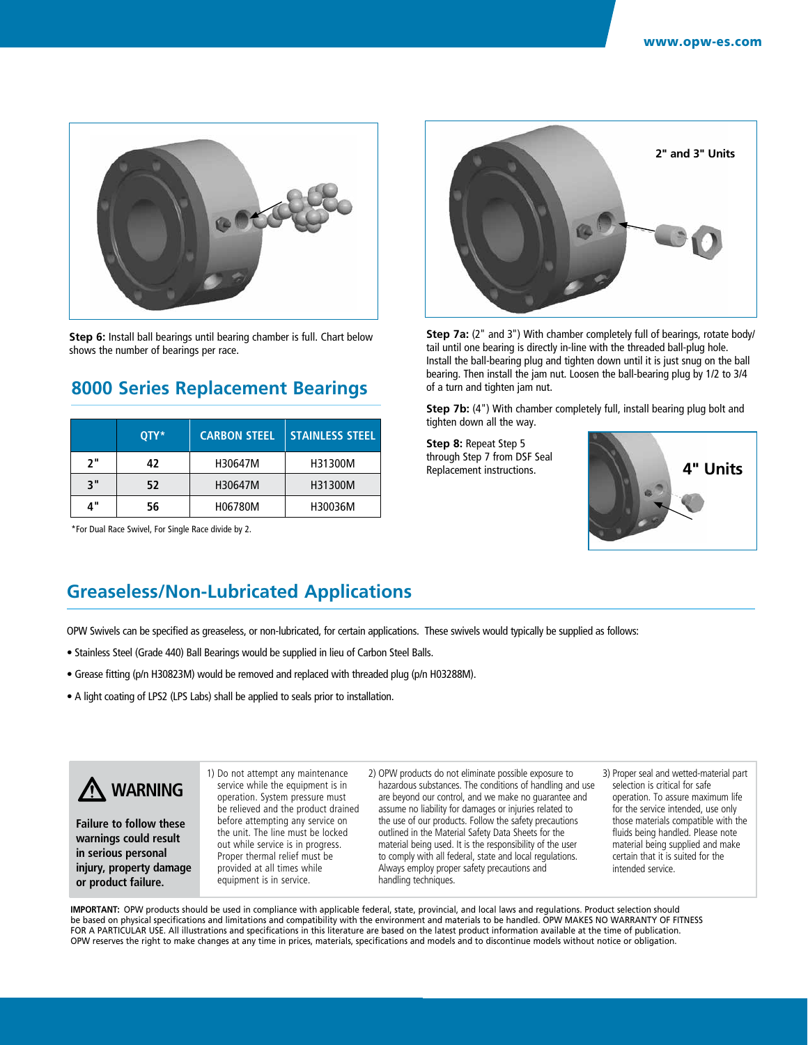**Step 6:** Install ball bearings until bearing chamber is full. Chart below shows the number of bearings per race.

## 8000 Series Replacement Bearings

| | QTY* | CARBON STEEL | STAINLESS STEEL |
|---|---|---|---|
| 2" | 42 | H30647M | H31300M |
| 3" | 52 | H30647M | H31300M |
| 4" | 56 | H06780M | H30036M |

*For Dual Race Swivel, For Single Race divide by 2.

2" and 3" Units

**Step 7a:** (2" and 3") With chamber completely full of bearings, rotate body/tail until one bearing is directly in-line with the threaded ball-plug hole. Install the ball-bearing plug and tighten down until it is just snug on the ball bearing. Then install the jam nut. Loosen the ball-bearing plug by 1/2 to 3/4 of a turn and tighten jam nut.

**Step 7b:** (4") With chamber completely full, install bearing plug bolt and tighten down all the way.

**Step 8:** Repeat Step 5 through Step 7 from DSF Seal Replacement instructions.

4" Units

## Greaseless/Non-Lubricated Applications

OPW Swivels can be specified as greaseless, or non-lubricated, for certain applications. These swivels would typically be supplied as follows:

- Stainless Steel (Grade 440) Ball Bearings would be supplied in lieu of Carbon Steel Balls.
- Grease fitting (p/n H30823M) would be removed and replaced with threaded plug (p/n H03288M).
- A light coating of LPS2 (LPS Labs) shall be applied to seals prior to installation.

**⚠ WARNING**

**Failure to follow these warnings could result in serious personal injury, property damage or product failure.**

1) Do not attempt any maintenance service while the equipment is in operation. System pressure must be relieved and the product drained before attempting any service on the unit. The line must be locked out while service is in progress. Proper thermal relief must be provided at all times while equipment is in service.

2) OPW products do not eliminate possible exposure to hazardous substances. The conditions of handling and use are beyond our control, and we make no guarantee and assume no liability for damages or injuries related to the use of our products. Follow the safety precautions outlined in the Material Safety Data Sheets for the material being used. It is the responsibility of the user to comply with all federal, state and local regulations. Always employ proper safety precautions and handling techniques.

3) Proper seal and wetted-material part selection is critical for safe operation. To assure maximum life for the service intended, use only those materials compatible with the fluids being handled. Please note material being supplied and make certain that it is suited for the intended service.

**IMPORTANT:** OPW products should be used in compliance with applicable federal, state, provincial, and local laws and regulations. Product selection should be based on physical specifications and limitations and compatibility with the environment and materials to be handled. OPW MAKES NO WARRANTY OF FITNESS FOR A PARTICULAR USE. All illustrations and specifications in this literature are based on the latest product information available at the time of publication. OPW reserves the right to make changes at any time in prices, materials, specifications and models and to discontinue models without notice or obligation.